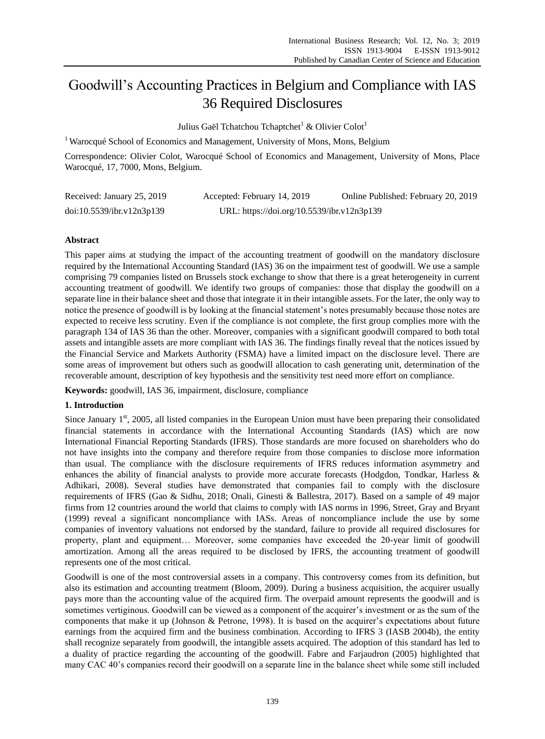# Goodwill's Accounting Practices in Belgium and Compliance with IAS 36 Required Disclosures

Julius Gaël Tchatchou Tchaptchet[1] & Olivier Colot[1]

[1] Warocqué School of Economics and Management, University of Mons, Mons, Belgium

Correspondence: Olivier Colot, Warocqué School of Economics and Management, University of Mons, Place Warocqué, 17, 7000, Mons, Belgium.

Received: January 25, 2019 Accepted: February 14, 2019 Online Published: February 20, 2019

doi:10.5539/ibr.v12n3p139 URL: https://doi.org/10.5539/ibr.v12n3p139

## Abstract

This paper aims at studying the impact of the accounting treatment of goodwill on the mandatory disclosure required by the International Accounting Standard (IAS) 36 on the impairment test of goodwill. We use a sample comprising 79 companies listed on Brussels stock exchange to show that there is a great heterogeneity in current accounting treatment of goodwill. We identify two groups of companies: those that display the goodwill on a separate line in their balance sheet and those that integrate it in their intangible assets. For the later, the only way to notice the presence of goodwill is by looking at the financial statement's notes presumably because those notes are expected to receive less scrutiny. Even if the compliance is not complete, the first group complies more with the paragraph 134 of IAS 36 than the other. Moreover, companies with a significant goodwill compared to both total assets and intangible assets are more compliant with IAS 36. The findings finally reveal that the notices issued by the Financial Service and Markets Authority (FSMA) have a limited impact on the disclosure level. There are some areas of improvement but others such as goodwill allocation to cash generating unit, determination of the recoverable amount, description of key hypothesis and the sensitivity test need more effort on compliance.

**Keywords:** goodwill, IAS 36, impairment, disclosure, compliance

## 1. Introduction

Since January 1st, 2005, all listed companies in the European Union must have been preparing their consolidated financial statements in accordance with the International Accounting Standards (IAS) which are now International Financial Reporting Standards (IFRS). Those standards are more focused on shareholders who do not have insights into the company and therefore require from those companies to disclose more information than usual. The compliance with the disclosure requirements of IFRS reduces information asymmetry and enhances the ability of financial analysts to provide more accurate forecasts (Hodgdon, Tondkar, Harless & Adhikari, 2008). Several studies have demonstrated that companies fail to comply with the disclosure requirements of IFRS (Gao & Sidhu, 2018; Onali, Ginesti & Ballestra, 2017). Based on a sample of 49 major firms from 12 countries around the world that claims to comply with IAS norms in 1996, Street, Gray and Bryant (1999) reveal a significant noncompliance with IASs. Areas of noncompliance include the use by some companies of inventory valuations not endorsed by the standard, failure to provide all required disclosures for property, plant and equipment… Moreover, some companies have exceeded the 20-year limit of goodwill amortization. Among all the areas required to be disclosed by IFRS, the accounting treatment of goodwill represents one of the most critical.

Goodwill is one of the most controversial assets in a company. This controversy comes from its definition, but also its estimation and accounting treatment (Bloom, 2009). During a business acquisition, the acquirer usually pays more than the accounting value of the acquired firm. The overpaid amount represents the goodwill and is sometimes vertiginous. Goodwill can be viewed as a component of the acquirer's investment or as the sum of the components that make it up (Johnson & Petrone, 1998). It is based on the acquirer's expectations about future earnings from the acquired firm and the business combination. According to IFRS 3 (IASB 2004b), the entity shall recognize separately from goodwill, the intangible assets acquired. The adoption of this standard has led to a duality of practice regarding the accounting of the goodwill. Fabre and Farjaudron (2005) highlighted that many CAC 40's companies record their goodwill on a separate line in the balance sheet while some still included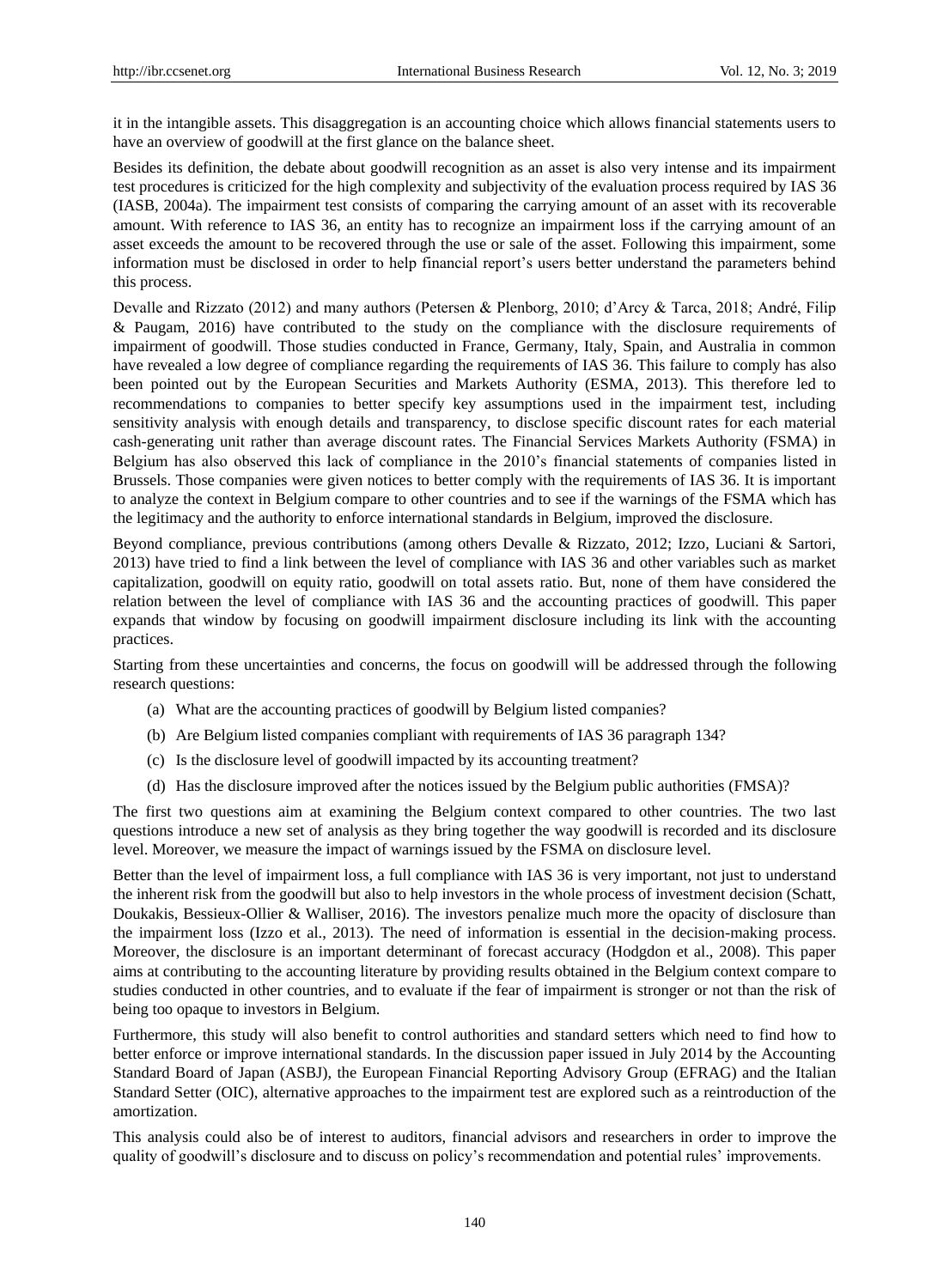it in the intangible assets. This disaggregation is an accounting choice which allows financial statements users to have an overview of goodwill at the first glance on the balance sheet.

Besides its definition, the debate about goodwill recognition as an asset is also very intense and its impairment test procedures is criticized for the high complexity and subjectivity of the evaluation process required by IAS 36 (IASB, 2004a). The impairment test consists of comparing the carrying amount of an asset with its recoverable amount. With reference to IAS 36, an entity has to recognize an impairment loss if the carrying amount of an asset exceeds the amount to be recovered through the use or sale of the asset. Following this impairment, some information must be disclosed in order to help financial report's users better understand the parameters behind this process.

Devalle and Rizzato (2012) and many authors (Petersen & Plenborg, 2010; d'Arcy & Tarca, 2018; André, Filip & Paugam, 2016) have contributed to the study on the compliance with the disclosure requirements of impairment of goodwill. Those studies conducted in France, Germany, Italy, Spain, and Australia in common have revealed a low degree of compliance regarding the requirements of IAS 36. This failure to comply has also been pointed out by the European Securities and Markets Authority (ESMA, 2013). This therefore led to recommendations to companies to better specify key assumptions used in the impairment test, including sensitivity analysis with enough details and transparency, to disclose specific discount rates for each material cash-generating unit rather than average discount rates. The Financial Services Markets Authority (FSMA) in Belgium has also observed this lack of compliance in the 2010's financial statements of companies listed in Brussels. Those companies were given notices to better comply with the requirements of IAS 36. It is important to analyze the context in Belgium compare to other countries and to see if the warnings of the FSMA which has the legitimacy and the authority to enforce international standards in Belgium, improved the disclosure.

Beyond compliance, previous contributions (among others Devalle & Rizzato, 2012; Izzo, Luciani & Sartori, 2013) have tried to find a link between the level of compliance with IAS 36 and other variables such as market capitalization, goodwill on equity ratio, goodwill on total assets ratio. But, none of them have considered the relation between the level of compliance with IAS 36 and the accounting practices of goodwill. This paper expands that window by focusing on goodwill impairment disclosure including its link with the accounting practices.

Starting from these uncertainties and concerns, the focus on goodwill will be addressed through the following research questions:

(a) What are the accounting practices of goodwill by Belgium listed companies?

(b) Are Belgium listed companies compliant with requirements of IAS 36 paragraph 134?

(c) Is the disclosure level of goodwill impacted by its accounting treatment?

(d) Has the disclosure improved after the notices issued by the Belgium public authorities (FMSA)?

The first two questions aim at examining the Belgium context compared to other countries. The two last questions introduce a new set of analysis as they bring together the way goodwill is recorded and its disclosure level. Moreover, we measure the impact of warnings issued by the FSMA on disclosure level.

Better than the level of impairment loss, a full compliance with IAS 36 is very important, not just to understand the inherent risk from the goodwill but also to help investors in the whole process of investment decision (Schatt, Doukakis, Bessieux-Ollier & Walliser, 2016). The investors penalize much more the opacity of disclosure than the impairment loss (Izzo et al., 2013). The need of information is essential in the decision-making process. Moreover, the disclosure is an important determinant of forecast accuracy (Hodgdon et al., 2008). This paper aims at contributing to the accounting literature by providing results obtained in the Belgium context compare to studies conducted in other countries, and to evaluate if the fear of impairment is stronger or not than the risk of being too opaque to investors in Belgium.

Furthermore, this study will also benefit to control authorities and standard setters which need to find how to better enforce or improve international standards. In the discussion paper issued in July 2014 by the Accounting Standard Board of Japan (ASBJ), the European Financial Reporting Advisory Group (EFRAG) and the Italian Standard Setter (OIC), alternative approaches to the impairment test are explored such as a reintroduction of the amortization.

This analysis could also be of interest to auditors, financial advisors and researchers in order to improve the quality of goodwill's disclosure and to discuss on policy's recommendation and potential rules' improvements.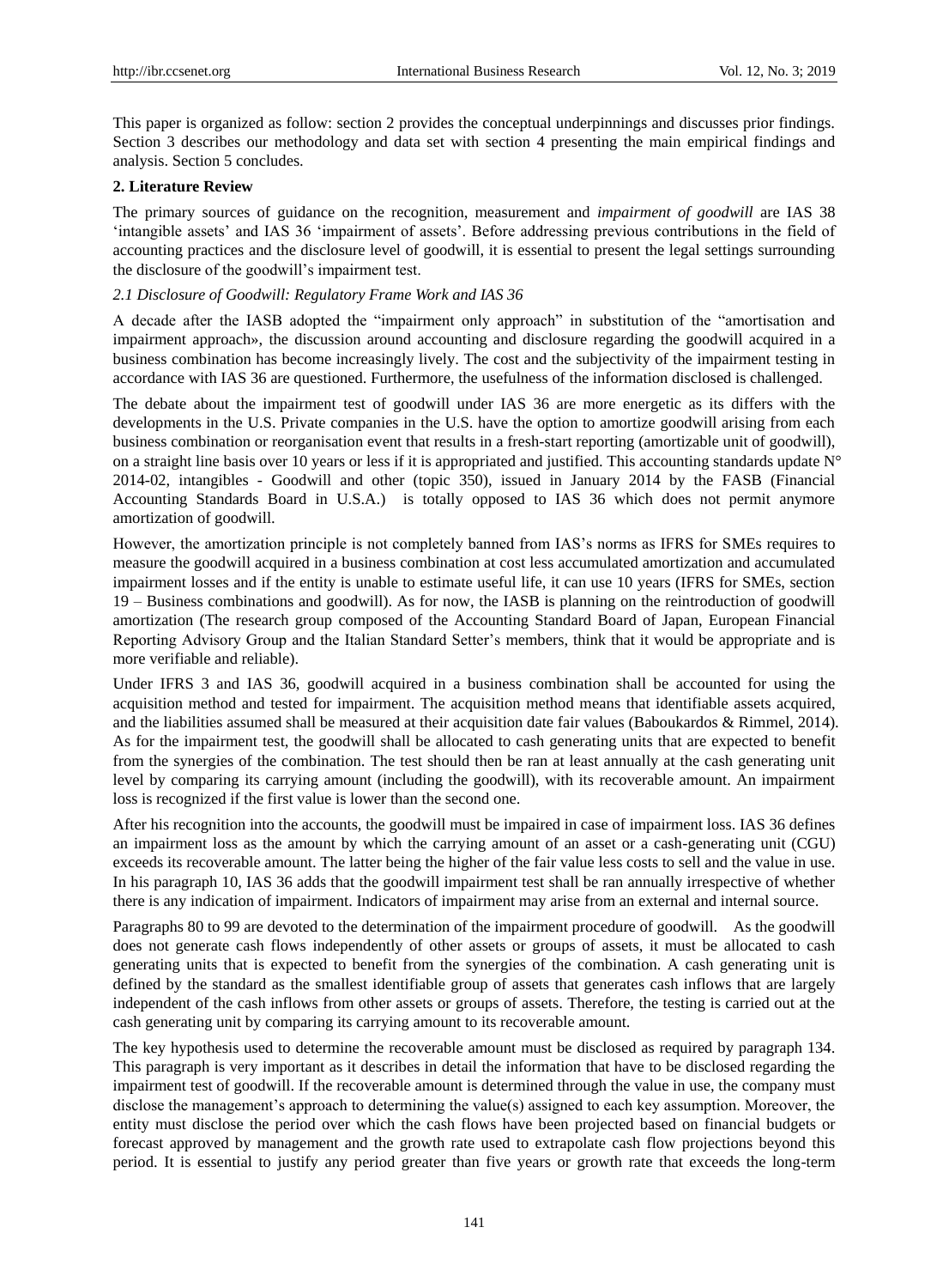This paper is organized as follow: section 2 provides the conceptual underpinnings and discusses prior findings. Section 3 describes our methodology and data set with section 4 presenting the main empirical findings and analysis. Section 5 concludes.

## 2. Literature Review

The primary sources of guidance on the recognition, measurement and *impairment of goodwill* are IAS 38 'intangible assets' and IAS 36 'impairment of assets'. Before addressing previous contributions in the field of accounting practices and the disclosure level of goodwill, it is essential to present the legal settings surrounding the disclosure of the goodwill's impairment test.

### *2.1 Disclosure of Goodwill: Regulatory Frame Work and IAS 36*

A decade after the IASB adopted the "impairment only approach" in substitution of the "amortisation and impairment approach», the discussion around accounting and disclosure regarding the goodwill acquired in a business combination has become increasingly lively. The cost and the subjectivity of the impairment testing in accordance with IAS 36 are questioned. Furthermore, the usefulness of the information disclosed is challenged.

The debate about the impairment test of goodwill under IAS 36 are more energetic as its differs with the developments in the U.S. Private companies in the U.S. have the option to amortize goodwill arising from each business combination or reorganisation event that results in a fresh-start reporting (amortizable unit of goodwill), on a straight line basis over 10 years or less if it is appropriated and justified. This accounting standards update N° 2014-02, intangibles - Goodwill and other (topic 350), issued in January 2014 by the FASB (Financial Accounting Standards Board in U.S.A.) is totally opposed to IAS 36 which does not permit anymore amortization of goodwill.

However, the amortization principle is not completely banned from IAS's norms as IFRS for SMEs requires to measure the goodwill acquired in a business combination at cost less accumulated amortization and accumulated impairment losses and if the entity is unable to estimate useful life, it can use 10 years (IFRS for SMEs, section 19 – Business combinations and goodwill). As for now, the IASB is planning on the reintroduction of goodwill amortization (The research group composed of the Accounting Standard Board of Japan, European Financial Reporting Advisory Group and the Italian Standard Setter's members, think that it would be appropriate and is more verifiable and reliable).

Under IFRS 3 and IAS 36, goodwill acquired in a business combination shall be accounted for using the acquisition method and tested for impairment. The acquisition method means that identifiable assets acquired, and the liabilities assumed shall be measured at their acquisition date fair values (Baboukardos & Rimmel, 2014). As for the impairment test, the goodwill shall be allocated to cash generating units that are expected to benefit from the synergies of the combination. The test should then be ran at least annually at the cash generating unit level by comparing its carrying amount (including the goodwill), with its recoverable amount. An impairment loss is recognized if the first value is lower than the second one.

After his recognition into the accounts, the goodwill must be impaired in case of impairment loss. IAS 36 defines an impairment loss as the amount by which the carrying amount of an asset or a cash-generating unit (CGU) exceeds its recoverable amount. The latter being the higher of the fair value less costs to sell and the value in use. In his paragraph 10, IAS 36 adds that the goodwill impairment test shall be ran annually irrespective of whether there is any indication of impairment. Indicators of impairment may arise from an external and internal source.

Paragraphs 80 to 99 are devoted to the determination of the impairment procedure of goodwill. As the goodwill does not generate cash flows independently of other assets or groups of assets, it must be allocated to cash generating units that is expected to benefit from the synergies of the combination. A cash generating unit is defined by the standard as the smallest identifiable group of assets that generates cash inflows that are largely independent of the cash inflows from other assets or groups of assets. Therefore, the testing is carried out at the cash generating unit by comparing its carrying amount to its recoverable amount.

The key hypothesis used to determine the recoverable amount must be disclosed as required by paragraph 134. This paragraph is very important as it describes in detail the information that have to be disclosed regarding the impairment test of goodwill. If the recoverable amount is determined through the value in use, the company must disclose the management's approach to determining the value(s) assigned to each key assumption. Moreover, the entity must disclose the period over which the cash flows have been projected based on financial budgets or forecast approved by management and the growth rate used to extrapolate cash flow projections beyond this period. It is essential to justify any period greater than five years or growth rate that exceeds the long-term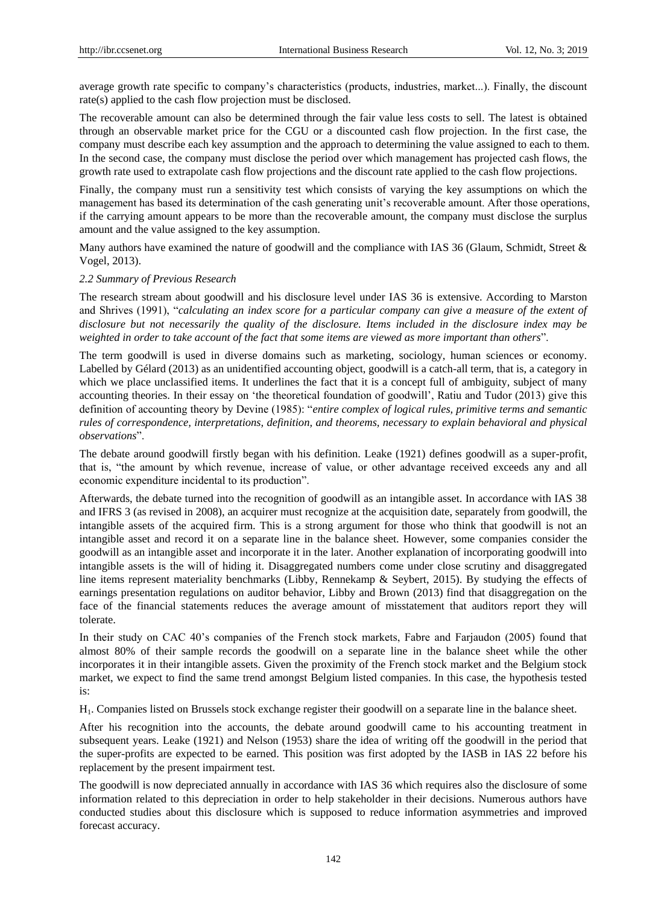average growth rate specific to company's characteristics (products, industries, market...). Finally, the discount rate(s) applied to the cash flow projection must be disclosed.

The recoverable amount can also be determined through the fair value less costs to sell. The latest is obtained through an observable market price for the CGU or a discounted cash flow projection. In the first case, the company must describe each key assumption and the approach to determining the value assigned to each to them. In the second case, the company must disclose the period over which management has projected cash flows, the growth rate used to extrapolate cash flow projections and the discount rate applied to the cash flow projections.

Finally, the company must run a sensitivity test which consists of varying the key assumptions on which the management has based its determination of the cash generating unit's recoverable amount. After those operations, if the carrying amount appears to be more than the recoverable amount, the company must disclose the surplus amount and the value assigned to the key assumption.

Many authors have examined the nature of goodwill and the compliance with IAS 36 (Glaum, Schmidt, Street & Vogel, 2013).

### 2.2 Summary of Previous Research

The research stream about goodwill and his disclosure level under IAS 36 is extensive. According to Marston and Shrives (1991), "*calculating an index score for a particular company can give a measure of the extent of disclosure but not necessarily the quality of the disclosure. Items included in the disclosure index may be weighted in order to take account of the fact that some items are viewed as more important than others*".

The term goodwill is used in diverse domains such as marketing, sociology, human sciences or economy. Labelled by Gélard (2013) as an unidentified accounting object, goodwill is a catch-all term, that is, a category in which we place unclassified items. It underlines the fact that it is a concept full of ambiguity, subject of many accounting theories. In their essay on 'the theoretical foundation of goodwill', Ratiu and Tudor (2013) give this definition of accounting theory by Devine (1985): "*entire complex of logical rules, primitive terms and semantic rules of correspondence, interpretations, definition, and theorems, necessary to explain behavioral and physical observations*".

The debate around goodwill firstly began with his definition. Leake (1921) defines goodwill as a super-profit, that is, "the amount by which revenue, increase of value, or other advantage received exceeds any and all economic expenditure incidental to its production".

Afterwards, the debate turned into the recognition of goodwill as an intangible asset. In accordance with IAS 38 and IFRS 3 (as revised in 2008), an acquirer must recognize at the acquisition date, separately from goodwill, the intangible assets of the acquired firm. This is a strong argument for those who think that goodwill is not an intangible asset and record it on a separate line in the balance sheet. However, some companies consider the goodwill as an intangible asset and incorporate it in the later. Another explanation of incorporating goodwill into intangible assets is the will of hiding it. Disaggregated numbers come under close scrutiny and disaggregated line items represent materiality benchmarks (Libby, Rennekamp & Seybert, 2015). By studying the effects of earnings presentation regulations on auditor behavior, Libby and Brown (2013) find that disaggregation on the face of the financial statements reduces the average amount of misstatement that auditors report they will tolerate.

In their study on CAC 40's companies of the French stock markets, Fabre and Farjaudon (2005) found that almost 80% of their sample records the goodwill on a separate line in the balance sheet while the other incorporates it in their intangible assets. Given the proximity of the French stock market and the Belgium stock market, we expect to find the same trend amongst Belgium listed companies. In this case, the hypothesis tested is:

$H_1$. Companies listed on Brussels stock exchange register their goodwill on a separate line in the balance sheet.

After his recognition into the accounts, the debate around goodwill came to his accounting treatment in subsequent years. Leake (1921) and Nelson (1953) share the idea of writing off the goodwill in the period that the super-profits are expected to be earned. This position was first adopted by the IASB in IAS 22 before his replacement by the present impairment test.

The goodwill is now depreciated annually in accordance with IAS 36 which requires also the disclosure of some information related to this depreciation in order to help stakeholder in their decisions. Numerous authors have conducted studies about this disclosure which is supposed to reduce information asymmetries and improved forecast accuracy.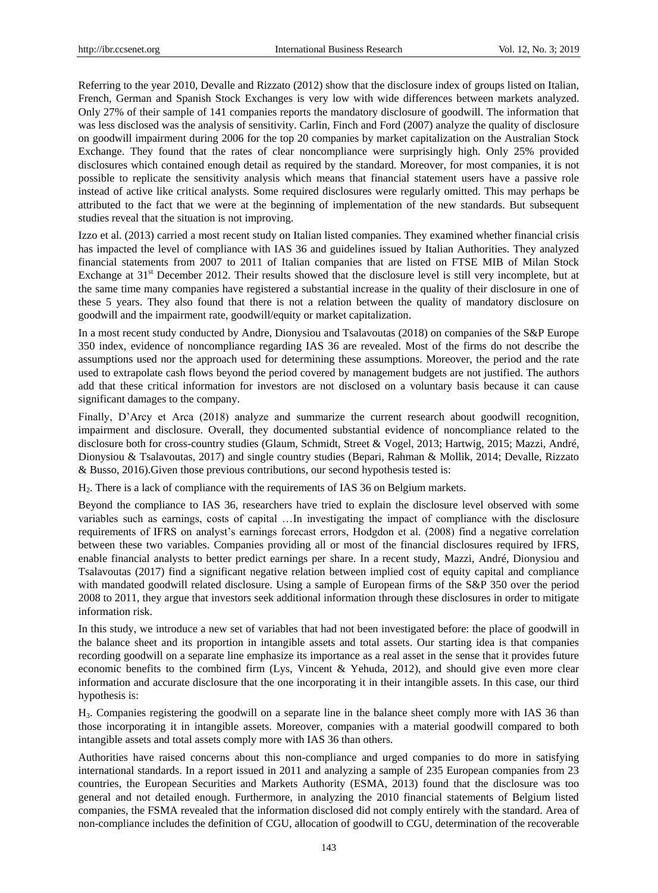Referring to the year 2010, Devalle and Rizzato (2012) show that the disclosure index of groups listed on Italian, French, German and Spanish Stock Exchanges is very low with wide differences between markets analyzed. Only 27% of their sample of 141 companies reports the mandatory disclosure of goodwill. The information that was less disclosed was the analysis of sensitivity. Carlin, Finch and Ford (2007) analyze the quality of disclosure on goodwill impairment during 2006 for the top 20 companies by market capitalization on the Australian Stock Exchange. They found that the rates of clear noncompliance were surprisingly high. Only 25% provided disclosures which contained enough detail as required by the standard. Moreover, for most companies, it is not possible to replicate the sensitivity analysis which means that financial statement users have a passive role instead of active like critical analysts. Some required disclosures were regularly omitted. This may perhaps be attributed to the fact that we were at the beginning of implementation of the new standards. But subsequent studies reveal that the situation is not improving.

Izzo et al. (2013) carried a most recent study on Italian listed companies. They examined whether financial crisis has impacted the level of compliance with IAS 36 and guidelines issued by Italian Authorities. They analyzed financial statements from 2007 to 2011 of Italian companies that are listed on FTSE MIB of Milan Stock Exchange at 31st December 2012. Their results showed that the disclosure level is still very incomplete, but at the same time many companies have registered a substantial increase in the quality of their disclosure in one of these 5 years. They also found that there is not a relation between the quality of mandatory disclosure on goodwill and the impairment rate, goodwill/equity or market capitalization.

In a most recent study conducted by Andre, Dionysiou and Tsalavoutas (2018) on companies of the S&P Europe 350 index, evidence of noncompliance regarding IAS 36 are revealed. Most of the firms do not describe the assumptions used nor the approach used for determining these assumptions. Moreover, the period and the rate used to extrapolate cash flows beyond the period covered by management budgets are not justified. The authors add that these critical information for investors are not disclosed on a voluntary basis because it can cause significant damages to the company.

Finally, D'Arcy et Arca (2018) analyze and summarize the current research about goodwill recognition, impairment and disclosure. Overall, they documented substantial evidence of noncompliance related to the disclosure both for cross-country studies (Glaum, Schmidt, Street & Vogel, 2013; Hartwig, 2015; Mazzi, André, Dionysiou & Tsalavoutas, 2017) and single country studies (Bepari, Rahman & Mollik, 2014; Devalle, Rizzato & Busso, 2016).Given those previous contributions, our second hypothesis tested is:

$H_2$. There is a lack of compliance with the requirements of IAS 36 on Belgium markets.

Beyond the compliance to IAS 36, researchers have tried to explain the disclosure level observed with some variables such as earnings, costs of capital …In investigating the impact of compliance with the disclosure requirements of IFRS on analyst's earnings forecast errors, Hodgdon et al. (2008) find a negative correlation between these two variables. Companies providing all or most of the financial disclosures required by IFRS, enable financial analysts to better predict earnings per share. In a recent study, Mazzi, André, Dionysiou and Tsalavoutas (2017) find a significant negative relation between implied cost of equity capital and compliance with mandated goodwill related disclosure. Using a sample of European firms of the S&P 350 over the period 2008 to 2011, they argue that investors seek additional information through these disclosures in order to mitigate information risk.

In this study, we introduce a new set of variables that had not been investigated before: the place of goodwill in the balance sheet and its proportion in intangible assets and total assets. Our starting idea is that companies recording goodwill on a separate line emphasize its importance as a real asset in the sense that it provides future economic benefits to the combined firm (Lys, Vincent & Yehuda, 2012), and should give even more clear information and accurate disclosure that the one incorporating it in their intangible assets. In this case, our third hypothesis is:

$H_3$. Companies registering the goodwill on a separate line in the balance sheet comply more with IAS 36 than those incorporating it in intangible assets. Moreover, companies with a material goodwill compared to both intangible assets and total assets comply more with IAS 36 than others.

Authorities have raised concerns about this non-compliance and urged companies to do more in satisfying international standards. In a report issued in 2011 and analyzing a sample of 235 European companies from 23 countries, the European Securities and Markets Authority (ESMA, 2013) found that the disclosure was too general and not detailed enough. Furthermore, in analyzing the 2010 financial statements of Belgium listed companies, the FSMA revealed that the information disclosed did not comply entirely with the standard. Area of non-compliance includes the definition of CGU, allocation of goodwill to CGU, determination of the recoverable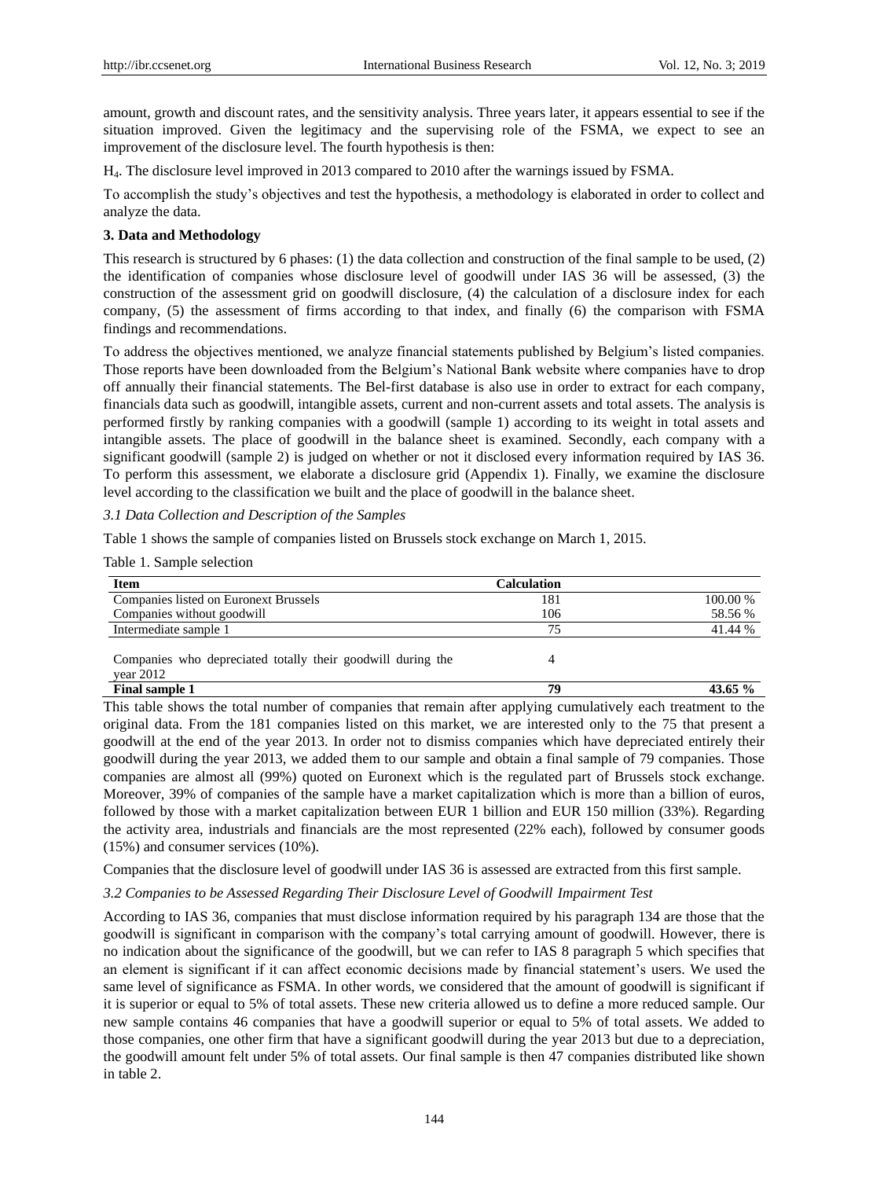amount, growth and discount rates, and the sensitivity analysis. Three years later, it appears essential to see if the situation improved. Given the legitimacy and the supervising role of the FSMA, we expect to see an improvement of the disclosure level. The fourth hypothesis is then:

$H_4$. The disclosure level improved in 2013 compared to 2010 after the warnings issued by FSMA.

To accomplish the study's objectives and test the hypothesis, a methodology is elaborated in order to collect and analyze the data.

## 3. Data and Methodology

This research is structured by 6 phases: (1) the data collection and construction of the final sample to be used, (2) the identification of companies whose disclosure level of goodwill under IAS 36 will be assessed, (3) the construction of the assessment grid on goodwill disclosure, (4) the calculation of a disclosure index for each company, (5) the assessment of firms according to that index, and finally (6) the comparison with FSMA findings and recommendations.

To address the objectives mentioned, we analyze financial statements published by Belgium's listed companies. Those reports have been downloaded from the Belgium's National Bank website where companies have to drop off annually their financial statements. The Bel-first database is also use in order to extract for each company, financials data such as goodwill, intangible assets, current and non-current assets and total assets. The analysis is performed firstly by ranking companies with a goodwill (sample 1) according to its weight in total assets and intangible assets. The place of goodwill in the balance sheet is examined. Secondly, each company with a significant goodwill (sample 2) is judged on whether or not it disclosed every information required by IAS 36. To perform this assessment, we elaborate a disclosure grid (Appendix 1). Finally, we examine the disclosure level according to the classification we built and the place of goodwill in the balance sheet.

### *3.1 Data Collection and Description of the Samples*

Table 1 shows the sample of companies listed on Brussels stock exchange on March 1, 2015.

Table 1. Sample selection

| Item | Calculation | |
|---|---|---|
| Companies listed on Euronext Brussels | 181 | 100.00 % |
| Companies without goodwill | 106 | 58.56 % |
| Intermediate sample 1 | 75 | 41.44 % |
| Companies who depreciated totally their goodwill during the year 2012 | 4 | |
| **Final sample 1** | **79** | **43.65 %** |

This table shows the total number of companies that remain after applying cumulatively each treatment to the original data. From the 181 companies listed on this market, we are interested only to the 75 that present a goodwill at the end of the year 2013. In order not to dismiss companies which have depreciated entirely their goodwill during the year 2013, we added them to our sample and obtain a final sample of 79 companies. Those companies are almost all (99%) quoted on Euronext which is the regulated part of Brussels stock exchange. Moreover, 39% of companies of the sample have a market capitalization which is more than a billion of euros, followed by those with a market capitalization between EUR 1 billion and EUR 150 million (33%). Regarding the activity area, industrials and financials are the most represented (22% each), followed by consumer goods (15%) and consumer services (10%).

Companies that the disclosure level of goodwill under IAS 36 is assessed are extracted from this first sample.

### *3.2 Companies to be Assessed Regarding Their Disclosure Level of Goodwill Impairment Test*

According to IAS 36, companies that must disclose information required by his paragraph 134 are those that the goodwill is significant in comparison with the company's total carrying amount of goodwill. However, there is no indication about the significance of the goodwill, but we can refer to IAS 8 paragraph 5 which specifies that an element is significant if it can affect economic decisions made by financial statement's users. We used the same level of significance as FSMA. In other words, we considered that the amount of goodwill is significant if it is superior or equal to 5% of total assets. These new criteria allowed us to define a more reduced sample. Our new sample contains 46 companies that have a goodwill superior or equal to 5% of total assets. We added to those companies, one other firm that have a significant goodwill during the year 2013 but due to a depreciation, the goodwill amount felt under 5% of total assets. Our final sample is then 47 companies distributed like shown in table 2.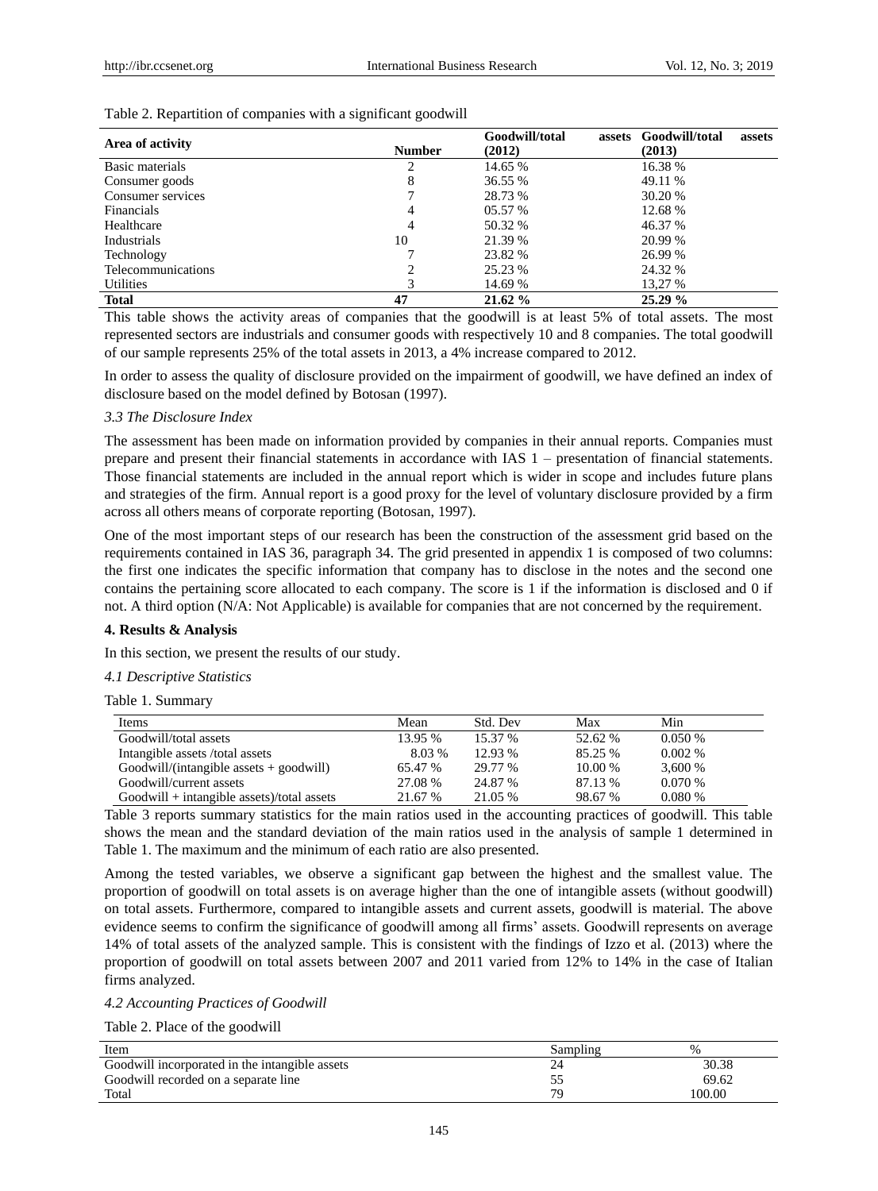Table 2. Repartition of companies with a significant goodwill

| Area of activity | Number | Goodwill/total assets (2012) | Goodwill/total assets (2013) |
|---|---|---|---|
| Basic materials | 2 | 14.65 % | 16.38 % |
| Consumer goods | 8 | 36.55 % | 49.11 % |
| Consumer services | 7 | 28.73 % | 30.20 % |
| Financials | 4 | 05.57 % | 12.68 % |
| Healthcare | 4 | 50.32 % | 46.37 % |
| Industrials | 10 | 21.39 % | 20.99 % |
| Technology | 7 | 23.82 % | 26.99 % |
| Telecommunications | 2 | 25.23 % | 24.32 % |
| Utilities | 3 | 14.69 % | 13,27 % |
| **Total** | **47** | **21.62 %** | **25.29 %** |

This table shows the activity areas of companies that the goodwill is at least 5% of total assets. The most represented sectors are industrials and consumer goods with respectively 10 and 8 companies. The total goodwill of our sample represents 25% of the total assets in 2013, a 4% increase compared to 2012.

In order to assess the quality of disclosure provided on the impairment of goodwill, we have defined an index of disclosure based on the model defined by Botosan (1997).

### *3.3 The Disclosure Index*

The assessment has been made on information provided by companies in their annual reports. Companies must prepare and present their financial statements in accordance with IAS 1 – presentation of financial statements. Those financial statements are included in the annual report which is wider in scope and includes future plans and strategies of the firm. Annual report is a good proxy for the level of voluntary disclosure provided by a firm across all others means of corporate reporting (Botosan, 1997).

One of the most important steps of our research has been the construction of the assessment grid based on the requirements contained in IAS 36, paragraph 34. The grid presented in appendix 1 is composed of two columns: the first one indicates the specific information that company has to disclose in the notes and the second one contains the pertaining score allocated to each company. The score is 1 if the information is disclosed and 0 if not. A third option (N/A: Not Applicable) is available for companies that are not concerned by the requirement.

## **4. Results & Analysis**

In this section, we present the results of our study.

### *4.1 Descriptive Statistics*

Table 1. Summary

| Items | Mean | Std. Dev | Max | Min |
|---|---|---|---|---|
| Goodwill/total assets | 13.95 % | 15.37 % | 52.62 % | 0.050 % |
| Intangible assets /total assets | 8.03 % | 12.93 % | 85.25 % | 0.002 % |
| Goodwill/(intangible assets + goodwill) | 65.47 % | 29.77 % | 10.00 % | 3,600 % |
| Goodwill/current assets | 27.08 % | 24.87 % | 87.13 % | 0.070 % |
| Goodwill + intangible assets)/total assets | 21.67 % | 21.05 % | 98.67 % | 0.080 % |

Table 3 reports summary statistics for the main ratios used in the accounting practices of goodwill. This table shows the mean and the standard deviation of the main ratios used in the analysis of sample 1 determined in Table 1. The maximum and the minimum of each ratio are also presented.

Among the tested variables, we observe a significant gap between the highest and the smallest value. The proportion of goodwill on total assets is on average higher than the one of intangible assets (without goodwill) on total assets. Furthermore, compared to intangible assets and current assets, goodwill is material. The above evidence seems to confirm the significance of goodwill among all firms' assets. Goodwill represents on average 14% of total assets of the analyzed sample. This is consistent with the findings of Izzo et al. (2013) where the proportion of goodwill on total assets between 2007 and 2011 varied from 12% to 14% in the case of Italian firms analyzed.

### *4.2 Accounting Practices of Goodwill*

Table 2. Place of the goodwill

| Item | Sampling | % |
|---|---|---|
| Goodwill incorporated in the intangible assets | 24 | 30.38 |
| Goodwill recorded on a separate line | 55 | 69.62 |
| Total | 79 | 100.00 |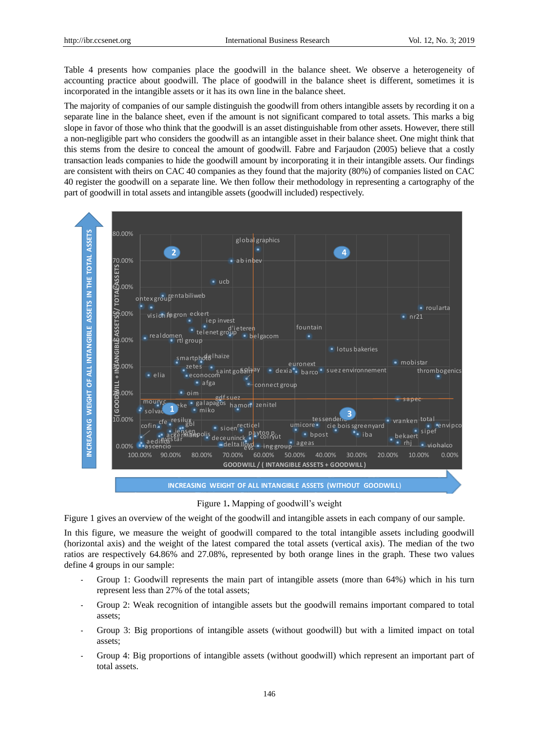Table 4 presents how companies place the goodwill in the balance sheet. We observe a heterogeneity of accounting practice about goodwill. The place of goodwill in the balance sheet is different, sometimes it is incorporated in the intangible assets or it has its own line in the balance sheet.

The majority of companies of our sample distinguish the goodwill from others intangible assets by recording it on a separate line in the balance sheet, even if the amount is not significant compared to total assets. This marks a big slope in favor of those who think that the goodwill is an asset distinguishable from other assets. However, there still a non-negligible part who considers the goodwill as an intangible asset in their balance sheet. One might think that this stems from the desire to conceal the amount of goodwill. Fabre and Farjaudon (2005) believe that a costly transaction leads companies to hide the goodwill amount by incorporating it in their intangible assets. Our findings are consistent with theirs on CAC 40 companies as they found that the majority (80%) of companies listed on CAC 40 register the goodwill on a separate line. We then follow their methodology in representing a cartography of the part of goodwill in total assets and intangible assets (goodwill included) respectively.

INCREASING WEIGHT OF ALL INTANGIBLE ASSETS IN THE TOTAL ASSETS

( GOODWILL + INTANGIBLE ASSETS ) / TOTAL ASSETS

80.00%
70.00%
60.00%
50.00%
40.00%
30.00%
20.00%
10.00%
0.00%

1
2
3
4

global graphics
ab inbev
ucb
ontex group
rentabiliweb
roularta
vision
fagron
eckert
nr21
iep invest
d'ieteren
telenet group
fountain
realdomen
belgacom
rtl group
lotus bakeries
smartphoto
delhaize
mobistar
zetes
euronext
elia
econocom
saint gobain
solvay
dexia
barco
suez environnement
thrombogenics
afga
connect group
oim
gdf suez
sapec
mouryc
keke
galapagos
hamon
zenitel
solvac
miko
tessenderlo
vranken
total
cofin
cfe
resilux
gbl
sioen
recticel
umicore
cie bois
sgreenyard
envipco
jensen
ackermans
paypolis
payton p.
colruyt
bpost
iba
sipef
bekaert
evrstar
deceuninck
rhj
aedifica
delta lloyd
ageas
ascencio
ing group
evs
viohalco

100.00% 90.00% 80.00% 70.00% 60.00% 50.00% 40.00% 30.00% 20.00% 10.00% 0.00%

GOODWILL / ( INTANGIBLE ASSETS + GOODWILL )

INCREASING WEIGHT OF ALL INTANGIBLE ASSETS (WITHOUT GOODWILL)

Figure 1. Mapping of goodwill's weight

Figure 1 gives an overview of the weight of the goodwill and intangible assets in each company of our sample.

In this figure, we measure the weight of goodwill compared to the total intangible assets including goodwill (horizontal axis) and the weight of the latest compared the total assets (vertical axis). The median of the two ratios are respectively 64.86% and 27.08%, represented by both orange lines in the graph. These two values define 4 groups in our sample:

- Group 1: Goodwill represents the main part of intangible assets (more than 64%) which in his turn represent less than 27% of the total assets;
- Group 2: Weak recognition of intangible assets but the goodwill remains important compared to total assets;
- Group 3: Big proportions of intangible assets (without goodwill) but with a limited impact on total assets;
- Group 4: Big proportions of intangible assets (without goodwill) which represent an important part of total assets.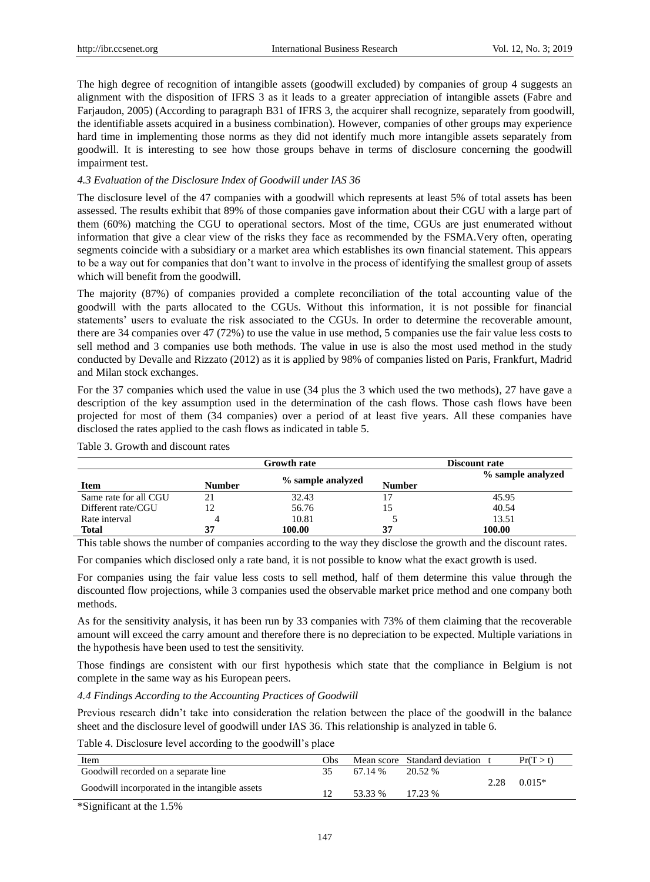The high degree of recognition of intangible assets (goodwill excluded) by companies of group 4 suggests an alignment with the disposition of IFRS 3 as it leads to a greater appreciation of intangible assets (Fabre and Farjaudon, 2005) (According to paragraph B31 of IFRS 3, the acquirer shall recognize, separately from goodwill, the identifiable assets acquired in a business combination). However, companies of other groups may experience hard time in implementing those norms as they did not identify much more intangible assets separately from goodwill. It is interesting to see how those groups behave in terms of disclosure concerning the goodwill impairment test.

### *4.3 Evaluation of the Disclosure Index of Goodwill under IAS 36*

The disclosure level of the 47 companies with a goodwill which represents at least 5% of total assets has been assessed. The results exhibit that 89% of those companies gave information about their CGU with a large part of them (60%) matching the CGU to operational sectors. Most of the time, CGUs are just enumerated without information that give a clear view of the risks they face as recommended by the FSMA.Very often, operating segments coincide with a subsidiary or a market area which establishes its own financial statement. This appears to be a way out for companies that don't want to involve in the process of identifying the smallest group of assets which will benefit from the goodwill.

The majority (87%) of companies provided a complete reconciliation of the total accounting value of the goodwill with the parts allocated to the CGUs. Without this information, it is not possible for financial statements' users to evaluate the risk associated to the CGUs. In order to determine the recoverable amount, there are 34 companies over 47 (72%) to use the value in use method, 5 companies use the fair value less costs to sell method and 3 companies use both methods. The value in use is also the most used method in the study conducted by Devalle and Rizzato (2012) as it is applied by 98% of companies listed on Paris, Frankfurt, Madrid and Milan stock exchanges.

For the 37 companies which used the value in use (34 plus the 3 which used the two methods), 27 have gave a description of the key assumption used in the determination of the cash flows. Those cash flows have been projected for most of them (34 companies) over a period of at least five years. All these companies have disclosed the rates applied to the cash flows as indicated in table 5.

Table 3. Growth and discount rates

| | Growth rate | | Discount rate | |
|---|---|---|---|---|
| **Item** | **Number** | **% sample analyzed** | **Number** | **% sample analyzed** |
| Same rate for all CGU | 21 | 32.43 | 17 | 45.95 |
| Different rate/CGU | 12 | 56.76 | 15 | 40.54 |
| Rate interval | 4 | 10.81 | 5 | 13.51 |
| **Total** | **37** | **100.00** | **37** | **100.00** |

This table shows the number of companies according to the way they disclose the growth and the discount rates.

For companies which disclosed only a rate band, it is not possible to know what the exact growth is used.

For companies using the fair value less costs to sell method, half of them determine this value through the discounted flow projections, while 3 companies used the observable market price method and one company both methods.

As for the sensitivity analysis, it has been run by 33 companies with 73% of them claiming that the recoverable amount will exceed the carry amount and therefore there is no depreciation to be expected. Multiple variations in the hypothesis have been used to test the sensitivity.

Those findings are consistent with our first hypothesis which state that the compliance in Belgium is not complete in the same way as his European peers.

### *4.4 Findings According to the Accounting Practices of Goodwill*

Previous research didn't take into consideration the relation between the place of the goodwill in the balance sheet and the disclosure level of goodwill under IAS 36. This relationship is analyzed in table 6.

Table 4. Disclosure level according to the goodwill's place

| Item | Obs | Mean score | Standard deviation | t | Pr(T > t) |
|---|---|---|---|---|---|
| Goodwill recorded on a separate line | 35 | 67.14 % | 20.52 % | 2.28 | 0.015* |
| Goodwill incorporated in the intangible assets | 12 | 53.33 % | 17.23 % | | |

*Significant at the 1.5%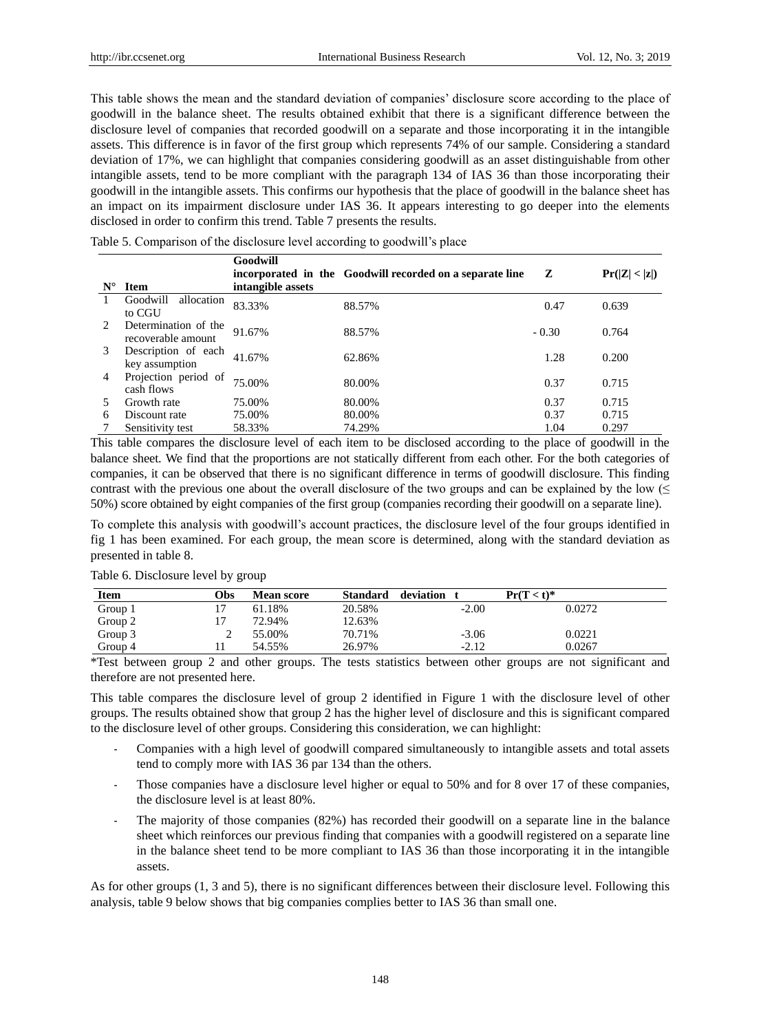This table shows the mean and the standard deviation of companies' disclosure score according to the place of goodwill in the balance sheet. The results obtained exhibit that there is a significant difference between the disclosure level of companies that recorded goodwill on a separate and those incorporating it in the intangible assets. This difference is in favor of the first group which represents 74% of our sample. Considering a standard deviation of 17%, we can highlight that companies considering goodwill as an asset distinguishable from other intangible assets, tend to be more compliant with the paragraph 134 of IAS 36 than those incorporating their goodwill in the intangible assets. This confirms our hypothesis that the place of goodwill in the balance sheet has an impact on its impairment disclosure under IAS 36. It appears interesting to go deeper into the elements disclosed in order to confirm this trend. Table 7 presents the results.

Table 5. Comparison of the disclosure level according to goodwill's place

| N° | Item | Goodwill incorporated in the intangible assets | Goodwill recorded on a separate line | Z | Pr(\|Z\| < \|z\|) |
|---|---|---|---|---|---|
| 1 | Goodwill allocation to CGU | 83.33% | 88.57% | 0.47 | 0.639 |
| 2 | Determination of the recoverable amount | 91.67% | 88.57% | - 0.30 | 0.764 |
| 3 | Description of each key assumption | 41.67% | 62.86% | 1.28 | 0.200 |
| 4 | Projection period of cash flows | 75.00% | 80.00% | 0.37 | 0.715 |
| 5 | Growth rate | 75.00% | 80.00% | 0.37 | 0.715 |
| 6 | Discount rate | 75.00% | 80.00% | 0.37 | 0.715 |
| 7 | Sensitivity test | 58.33% | 74.29% | 1.04 | 0.297 |

This table compares the disclosure level of each item to be disclosed according to the place of goodwill in the balance sheet. We find that the proportions are not statically different from each other. For the both categories of companies, it can be observed that there is no significant difference in terms of goodwill disclosure. This finding contrast with the previous one about the overall disclosure of the two groups and can be explained by the low (≤ 50%) score obtained by eight companies of the first group (companies recording their goodwill on a separate line).

To complete this analysis with goodwill's account practices, the disclosure level of the four groups identified in fig 1 has been examined. For each group, the mean score is determined, along with the standard deviation as presented in table 8.

Table 6. Disclosure level by group

| Item | Obs | Mean score | Standard deviation | t | Pr(T < t)* |
|---|---|---|---|---|---|
| Group 1 | 17 | 61.18% | 20.58% | -2.00 | 0.0272 |
| Group 2 | 17 | 72.94% | 12.63% | | |
| Group 3 | 2 | 55.00% | 70.71% | -3.06 | 0.0221 |
| Group 4 | 11 | 54.55% | 26.97% | -2.12 | 0.0267 |

*Test between group 2 and other groups. The tests statistics between other groups are not significant and therefore are not presented here.

This table compares the disclosure level of group 2 identified in Figure 1 with the disclosure level of other groups. The results obtained show that group 2 has the higher level of disclosure and this is significant compared to the disclosure level of other groups. Considering this consideration, we can highlight:

- Companies with a high level of goodwill compared simultaneously to intangible assets and total assets tend to comply more with IAS 36 par 134 than the others.
- Those companies have a disclosure level higher or equal to 50% and for 8 over 17 of these companies, the disclosure level is at least 80%.
- The majority of those companies (82%) has recorded their goodwill on a separate line in the balance sheet which reinforces our previous finding that companies with a goodwill registered on a separate line in the balance sheet tend to be more compliant to IAS 36 than those incorporating it in the intangible assets.

As for other groups (1, 3 and 5), there is no significant differences between their disclosure level. Following this analysis, table 9 below shows that big companies complies better to IAS 36 than small one.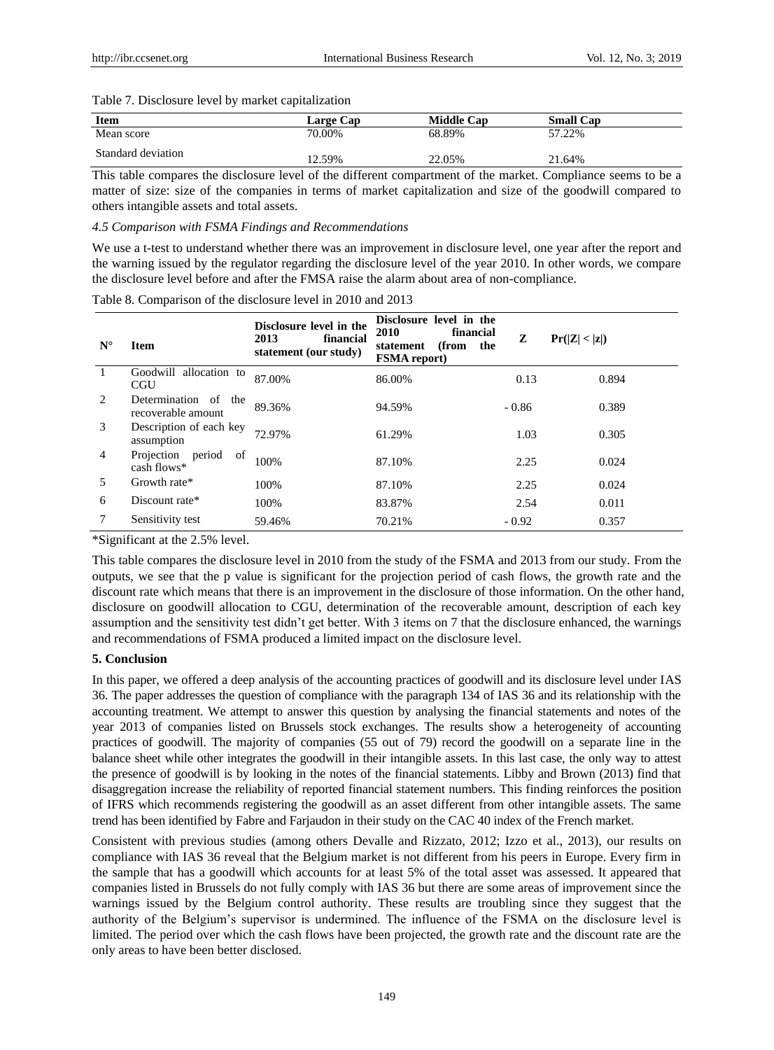Table 7. Disclosure level by market capitalization

| Item | Large Cap | Middle Cap | Small Cap |
|---|---|---|---|
| Mean score | 70.00% | 68.89% | 57.22% |
| Standard deviation | 12.59% | 22.05% | 21.64% |

This table compares the disclosure level of the different compartment of the market. Compliance seems to be a matter of size: size of the companies in terms of market capitalization and size of the goodwill compared to others intangible assets and total assets.

*4.5 Comparison with FSMA Findings and Recommendations*

We use a t-test to understand whether there was an improvement in disclosure level, one year after the report and the warning issued by the regulator regarding the disclosure level of the year 2010. In other words, we compare the disclosure level before and after the FMSA raise the alarm about area of non-compliance.

Table 8. Comparison of the disclosure level in 2010 and 2013

| N° | Item | Disclosure level in the 2013 financial statement (our study) | Disclosure level in the 2010 financial statement (from the FSMA report) | Z | Pr(\|Z\| < \|z\|) |
|---|---|---|---|---|---|
| 1 | Goodwill allocation to CGU | 87.00% | 86.00% | 0.13 | 0.894 |
| 2 | Determination of the recoverable amount | 89.36% | 94.59% | - 0.86 | 0.389 |
| 3 | Description of each key assumption | 72.97% | 61.29% | 1.03 | 0.305 |
| 4 | Projection period of cash flows* | 100% | 87.10% | 2.25 | 0.024 |
| 5 | Growth rate* | 100% | 87.10% | 2.25 | 0.024 |
| 6 | Discount rate* | 100% | 83.87% | 2.54 | 0.011 |
| 7 | Sensitivity test | 59.46% | 70.21% | - 0.92 | 0.357 |

*Significant at the 2.5% level.

This table compares the disclosure level in 2010 from the study of the FSMA and 2013 from our study. From the outputs, we see that the p value is significant for the projection period of cash flows, the growth rate and the discount rate which means that there is an improvement in the disclosure of those information. On the other hand, disclosure on goodwill allocation to CGU, determination of the recoverable amount, description of each key assumption and the sensitivity test didn't get better. With 3 items on 7 that the disclosure enhanced, the warnings and recommendations of FSMA produced a limited impact on the disclosure level.

## 5. Conclusion

In this paper, we offered a deep analysis of the accounting practices of goodwill and its disclosure level under IAS 36. The paper addresses the question of compliance with the paragraph 134 of IAS 36 and its relationship with the accounting treatment. We attempt to answer this question by analysing the financial statements and notes of the year 2013 of companies listed on Brussels stock exchanges. The results show a heterogeneity of accounting practices of goodwill. The majority of companies (55 out of 79) record the goodwill on a separate line in the balance sheet while other integrates the goodwill in their intangible assets. In this last case, the only way to attest the presence of goodwill is by looking in the notes of the financial statements. Libby and Brown (2013) find that disaggregation increase the reliability of reported financial statement numbers. This finding reinforces the position of IFRS which recommends registering the goodwill as an asset different from other intangible assets. The same trend has been identified by Fabre and Farjaudon in their study on the CAC 40 index of the French market.

Consistent with previous studies (among others Devalle and Rizzato, 2012; Izzo et al., 2013), our results on compliance with IAS 36 reveal that the Belgium market is not different from his peers in Europe. Every firm in the sample that has a goodwill which accounts for at least 5% of the total asset was assessed. It appeared that companies listed in Brussels do not fully comply with IAS 36 but there are some areas of improvement since the warnings issued by the Belgium control authority. These results are troubling since they suggest that the authority of the Belgium's supervisor is undermined. The influence of the FSMA on the disclosure level is limited. The period over which the cash flows have been projected, the growth rate and the discount rate are the only areas to have been better disclosed.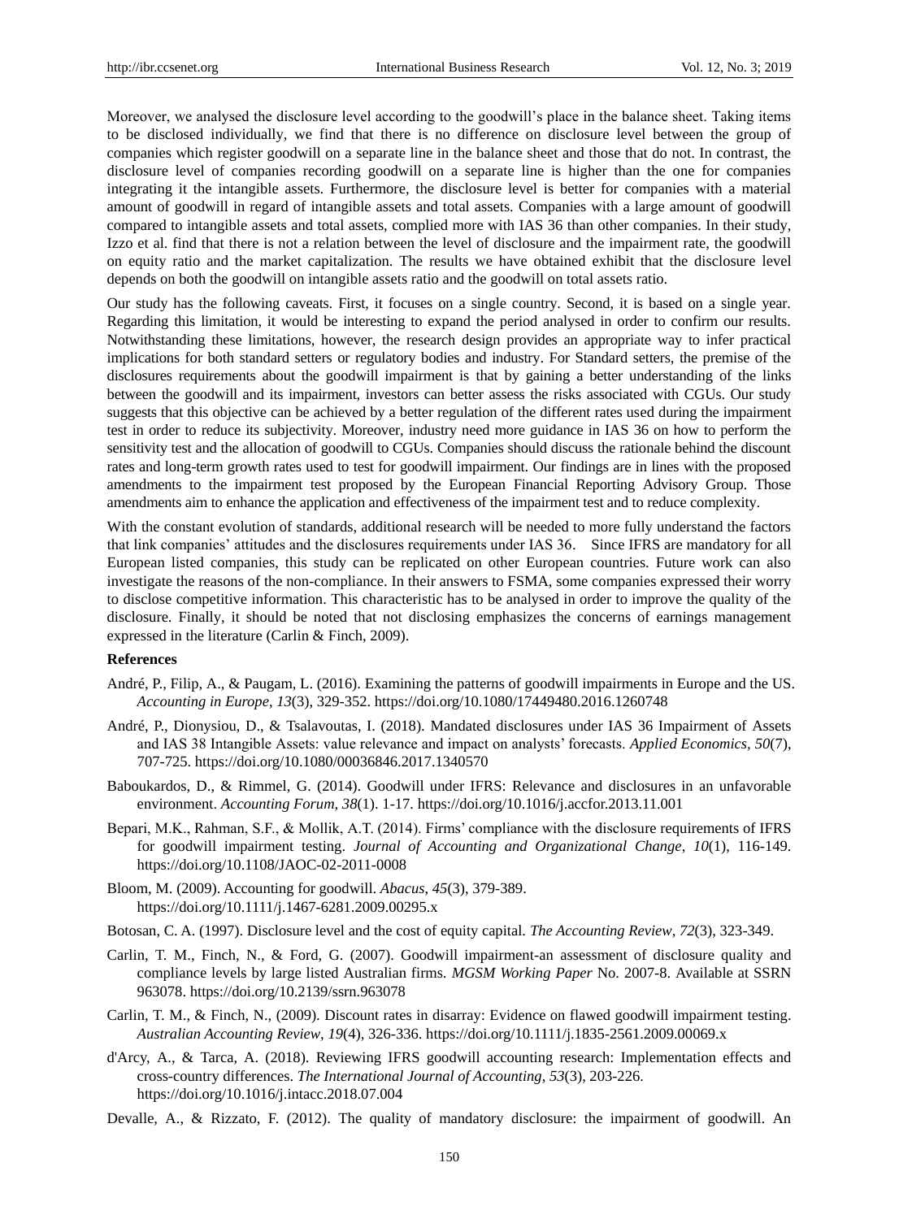Moreover, we analysed the disclosure level according to the goodwill's place in the balance sheet. Taking items to be disclosed individually, we find that there is no difference on disclosure level between the group of companies which register goodwill on a separate line in the balance sheet and those that do not. In contrast, the disclosure level of companies recording goodwill on a separate line is higher than the one for companies integrating it the intangible assets. Furthermore, the disclosure level is better for companies with a material amount of goodwill in regard of intangible assets and total assets. Companies with a large amount of goodwill compared to intangible assets and total assets, complied more with IAS 36 than other companies. In their study, Izzo et al. find that there is not a relation between the level of disclosure and the impairment rate, the goodwill on equity ratio and the market capitalization. The results we have obtained exhibit that the disclosure level depends on both the goodwill on intangible assets ratio and the goodwill on total assets ratio.

Our study has the following caveats. First, it focuses on a single country. Second, it is based on a single year. Regarding this limitation, it would be interesting to expand the period analysed in order to confirm our results. Notwithstanding these limitations, however, the research design provides an appropriate way to infer practical implications for both standard setters or regulatory bodies and industry. For Standard setters, the premise of the disclosures requirements about the goodwill impairment is that by gaining a better understanding of the links between the goodwill and its impairment, investors can better assess the risks associated with CGUs. Our study suggests that this objective can be achieved by a better regulation of the different rates used during the impairment test in order to reduce its subjectivity. Moreover, industry need more guidance in IAS 36 on how to perform the sensitivity test and the allocation of goodwill to CGUs. Companies should discuss the rationale behind the discount rates and long-term growth rates used to test for goodwill impairment. Our findings are in lines with the proposed amendments to the impairment test proposed by the European Financial Reporting Advisory Group. Those amendments aim to enhance the application and effectiveness of the impairment test and to reduce complexity.

With the constant evolution of standards, additional research will be needed to more fully understand the factors that link companies' attitudes and the disclosures requirements under IAS 36. Since IFRS are mandatory for all European listed companies, this study can be replicated on other European countries. Future work can also investigate the reasons of the non-compliance. In their answers to FSMA, some companies expressed their worry to disclose competitive information. This characteristic has to be analysed in order to improve the quality of the disclosure. Finally, it should be noted that not disclosing emphasizes the concerns of earnings management expressed in the literature (Carlin & Finch, 2009).

**References**

André, P., Filip, A., & Paugam, L. (2016). Examining the patterns of goodwill impairments in Europe and the US. *Accounting in Europe*, *13*(3), 329-352. https://doi.org/10.1080/17449480.2016.1260748

André, P., Dionysiou, D., & Tsalavoutas, I. (2018). Mandated disclosures under IAS 36 Impairment of Assets and IAS 38 Intangible Assets: value relevance and impact on analysts' forecasts. *Applied Economics*, *50*(7), 707-725. https://doi.org/10.1080/00036846.2017.1340570

Baboukardos, D., & Rimmel, G. (2014). Goodwill under IFRS: Relevance and disclosures in an unfavorable environment. *Accounting Forum*, *38*(1). 1-17. https://doi.org/10.1016/j.accfor.2013.11.001

Bepari, M.K., Rahman, S.F., & Mollik, A.T. (2014). Firms' compliance with the disclosure requirements of IFRS for goodwill impairment testing. *Journal of Accounting and Organizational Change*, *10*(1), 116-149. https://doi.org/10.1108/JAOC-02-2011-0008

Bloom, M. (2009). Accounting for goodwill. *Abacus*, *45*(3), 379-389. https://doi.org/10.1111/j.1467-6281.2009.00295.x

Botosan, C. A. (1997). Disclosure level and the cost of equity capital. *The Accounting Review*, *72*(3), 323-349.

Carlin, T. M., Finch, N., & Ford, G. (2007). Goodwill impairment-an assessment of disclosure quality and compliance levels by large listed Australian firms. *MGSM Working Paper* No. 2007-8. Available at SSRN 963078. https://doi.org/10.2139/ssrn.963078

Carlin, T. M., & Finch, N., (2009). Discount rates in disarray: Evidence on flawed goodwill impairment testing. *Australian Accounting Review*, *19*(4), 326-336. https://doi.org/10.1111/j.1835-2561.2009.00069.x

d'Arcy, A., & Tarca, A. (2018). Reviewing IFRS goodwill accounting research: Implementation effects and cross-country differences. *The International Journal of Accounting*, *53*(3), 203-226. https://doi.org/10.1016/j.intacc.2018.07.004

Devalle, A., & Rizzato, F. (2012). The quality of mandatory disclosure: the impairment of goodwill. An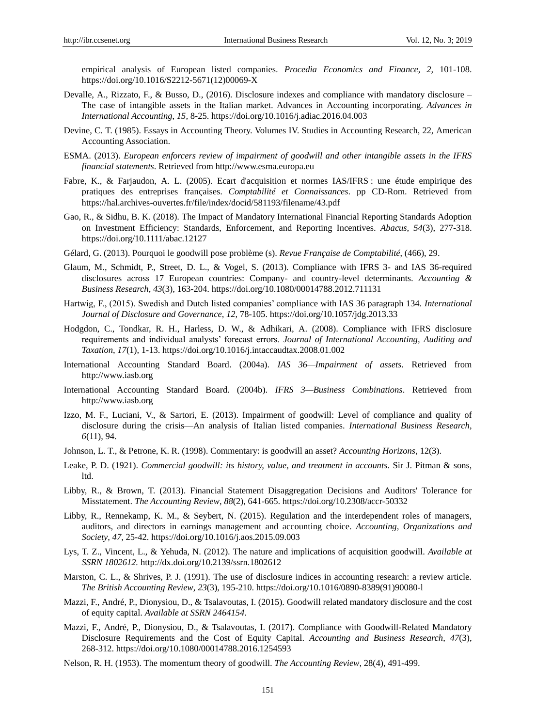empirical analysis of European listed companies. *Procedia Economics and Finance, 2,* 101-108. https://doi.org/10.1016/S2212-5671(12)00069-X

Devalle, A., Rizzato, F., & Busso, D., (2016). Disclosure indexes and compliance with mandatory disclosure – The case of intangible assets in the Italian market. Advances in Accounting incorporating. *Advances in International Accounting, 15,* 8-25. https://doi.org/10.1016/j.adiac.2016.04.003

Devine, C. T. (1985). Essays in Accounting Theory. Volumes IV. Studies in Accounting Research, 22, American Accounting Association.

ESMA. (2013). *European enforcers review of impairment of goodwill and other intangible assets in the IFRS financial statements*. Retrieved from http://www.esma.europa.eu

Fabre, K., & Farjaudon, A. L. (2005). Ecart d'acquisition et normes IAS/IFRS : une étude empirique des pratiques des entreprises françaises. *Comptabilité et Connaissances*. pp CD-Rom. Retrieved from https://hal.archives-ouvertes.fr/file/index/docid/581193/filename/43.pdf

Gao, R., & Sidhu, B. K. (2018). The Impact of Mandatory International Financial Reporting Standards Adoption on Investment Efficiency: Standards, Enforcement, and Reporting Incentives. *Abacus, 54*(3), 277-318. https://doi.org/10.1111/abac.12127

Gélard, G. (2013). Pourquoi le goodwill pose problème (s). *Revue Française de Comptabilité,* (466), 29.

Glaum, M., Schmidt, P., Street, D. L., & Vogel, S. (2013). Compliance with IFRS 3- and IAS 36-required disclosures across 17 European countries: Company- and country-level determinants. *Accounting & Business Research, 43*(3), 163-204. https://doi.org/10.1080/00014788.2012.711131

Hartwig, F., (2015). Swedish and Dutch listed companies' compliance with IAS 36 paragraph 134. *International Journal of Disclosure and Governance, 12,* 78-105. https://doi.org/10.1057/jdg.2013.33

Hodgdon, C., Tondkar, R. H., Harless, D. W., & Adhikari, A. (2008). Compliance with IFRS disclosure requirements and individual analysts' forecast errors. *Journal of International Accounting, Auditing and Taxation, 17*(1), 1-13. https://doi.org/10.1016/j.intaccaudtax.2008.01.002

International Accounting Standard Board. (2004a). *IAS 36—Impairment of assets*. Retrieved from http://www.iasb.org

International Accounting Standard Board. (2004b). *IFRS 3—Business Combinations*. Retrieved from http://www.iasb.org

Izzo, M. F., Luciani, V., & Sartori, E. (2013). Impairment of goodwill: Level of compliance and quality of disclosure during the crisis—An analysis of Italian listed companies. *International Business Research, 6*(11), 94.

Johnson, L. T., & Petrone, K. R. (1998). Commentary: is goodwill an asset? *Accounting Horizons,* 12(3).

Leake, P. D. (1921). *Commercial goodwill: its history, value, and treatment in accounts*. Sir J. Pitman & sons, ltd.

Libby, R., & Brown, T. (2013). Financial Statement Disaggregation Decisions and Auditors' Tolerance for Misstatement. *The Accounting Review, 88*(2), 641-665. https://doi.org/10.2308/accr-50332

Libby, R., Rennekamp, K. M., & Seybert, N. (2015). Regulation and the interdependent roles of managers, auditors, and directors in earnings management and accounting choice. *Accounting, Organizations and Society, 47,* 25-42. https://doi.org/10.1016/j.aos.2015.09.003

Lys, T. Z., Vincent, L., & Yehuda, N. (2012). The nature and implications of acquisition goodwill. *Available at SSRN 1802612.* http://dx.doi.org/10.2139/ssrn.1802612

Marston, C. L., & Shrives, P. J. (1991). The use of disclosure indices in accounting research: a review article. *The British Accounting Review, 23*(3), 195-210. https://doi.org/10.1016/0890-8389(91)90080-l

Mazzi, F., André, P., Dionysiou, D., & Tsalavoutas, I. (2015). Goodwill related mandatory disclosure and the cost of equity capital. *Available at SSRN 2464154*.

Mazzi, F., André, P., Dionysiou, D., & Tsalavoutas, I. (2017). Compliance with Goodwill-Related Mandatory Disclosure Requirements and the Cost of Equity Capital. *Accounting and Business Research, 47*(3), 268-312. https://doi.org/10.1080/00014788.2016.1254593

Nelson, R. H. (1953). The momentum theory of goodwill. *The Accounting Review,* 28(4), 491-499.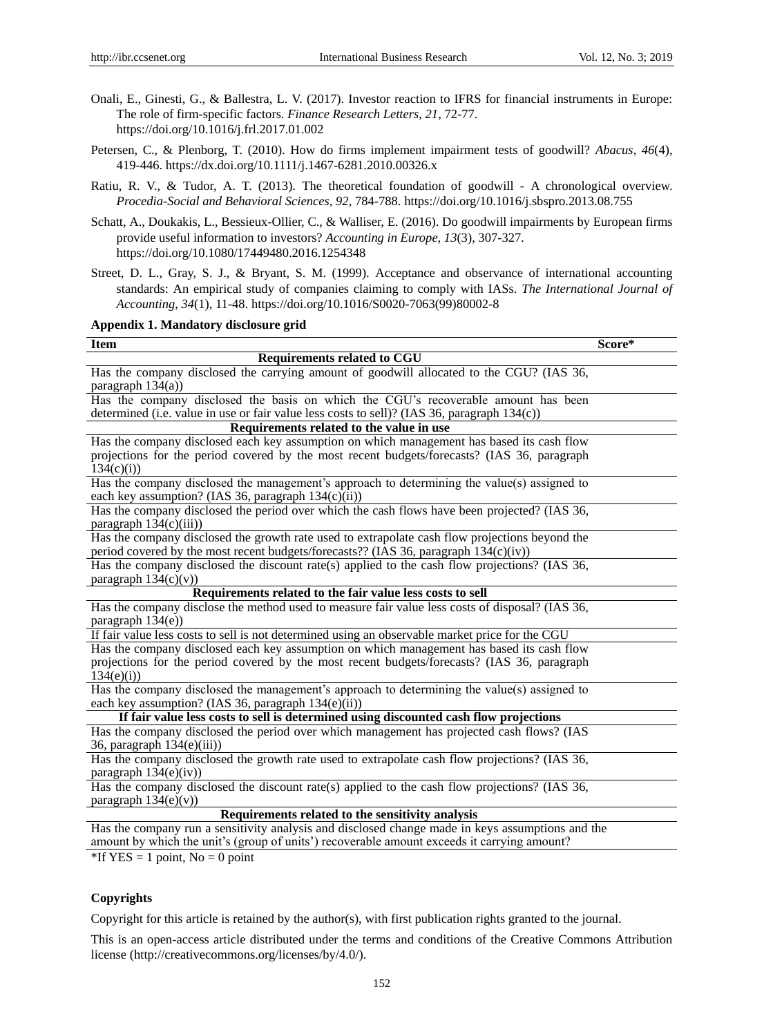Onali, E., Ginesti, G., & Ballestra, L. V. (2017). Investor reaction to IFRS for financial instruments in Europe: The role of firm-specific factors. *Finance Research Letters, 21,* 72-77. https://doi.org/10.1016/j.frl.2017.01.002

Petersen, C., & Plenborg, T. (2010). How do firms implement impairment tests of goodwill? *Abacus*, *46*(4), 419-446. https://dx.doi.org/10.1111/j.1467-6281.2010.00326.x

Ratiu, R. V., & Tudor, A. T. (2013). The theoretical foundation of goodwill - A chronological overview. *Procedia-Social and Behavioral Sciences*, *92,* 784-788. https://doi.org/10.1016/j.sbspro.2013.08.755

Schatt, A., Doukakis, L., Bessieux-Ollier, C., & Walliser, E. (2016). Do goodwill impairments by European firms provide useful information to investors? *Accounting in Europe*, *13*(3), 307-327. https://doi.org/10.1080/17449480.2016.1254348

Street, D. L., Gray, S. J., & Bryant, S. M. (1999). Acceptance and observance of international accounting standards: An empirical study of companies claiming to comply with IASs. *The International Journal of Accounting*, *34*(1), 11-48. https://doi.org/10.1016/S0020-7063(99)80002-8

**Appendix 1. Mandatory disclosure grid**

| Item | Score* |
|---|---|
| **Requirements related to CGU** | |
| Has the company disclosed the carrying amount of goodwill allocated to the CGU? (IAS 36, paragraph 134(a)) | |
| Has the company disclosed the basis on which the CGU's recoverable amount has been determined (i.e. value in use or fair value less costs to sell)? (IAS 36, paragraph 134(c)) | |
| **Requirements related to the value in use** | |
| Has the company disclosed each key assumption on which management has based its cash flow projections for the period covered by the most recent budgets/forecasts? (IAS 36, paragraph 134(c)(i)) | |
| Has the company disclosed the management's approach to determining the value(s) assigned to each key assumption? (IAS 36, paragraph 134(c)(ii)) | |
| Has the company disclosed the period over which the cash flows have been projected? (IAS 36, paragraph 134(c)(iii)) | |
| Has the company disclosed the growth rate used to extrapolate cash flow projections beyond the period covered by the most recent budgets/forecasts?? (IAS 36, paragraph 134(c)(iv)) | |
| Has the company disclosed the discount rate(s) applied to the cash flow projections? (IAS 36, paragraph 134(c)(v)) | |
| **Requirements related to the fair value less costs to sell** | |
| Has the company disclose the method used to measure fair value less costs of disposal? (IAS 36, paragraph 134(e)) | |
| If fair value less costs to sell is not determined using an observable market price for the CGU | |
| Has the company disclosed each key assumption on which management has based its cash flow projections for the period covered by the most recent budgets/forecasts? (IAS 36, paragraph 134(e)(i)) | |
| Has the company disclosed the management's approach to determining the value(s) assigned to each key assumption? (IAS 36, paragraph 134(e)(ii)) | |
| **If fair value less costs to sell is determined using discounted cash flow projections** | |
| Has the company disclosed the period over which management has projected cash flows? (IAS 36, paragraph 134(e)(iii)) | |
| Has the company disclosed the growth rate used to extrapolate cash flow projections? (IAS 36, paragraph 134(e)(iv)) | |
| Has the company disclosed the discount rate(s) applied to the cash flow projections? (IAS 36, paragraph 134(e)(v)) | |
| **Requirements related to the sensitivity analysis** | |
| Has the company run a sensitivity analysis and disclosed change made in keys assumptions and the amount by which the unit's (group of units') recoverable amount exceeds it carrying amount? | |

*If YES = 1 point, No = 0 point

**Copyrights**

Copyright for this article is retained by the author(s), with first publication rights granted to the journal.

This is an open-access article distributed under the terms and conditions of the Creative Commons Attribution license (http://creativecommons.org/licenses/by/4.0/).